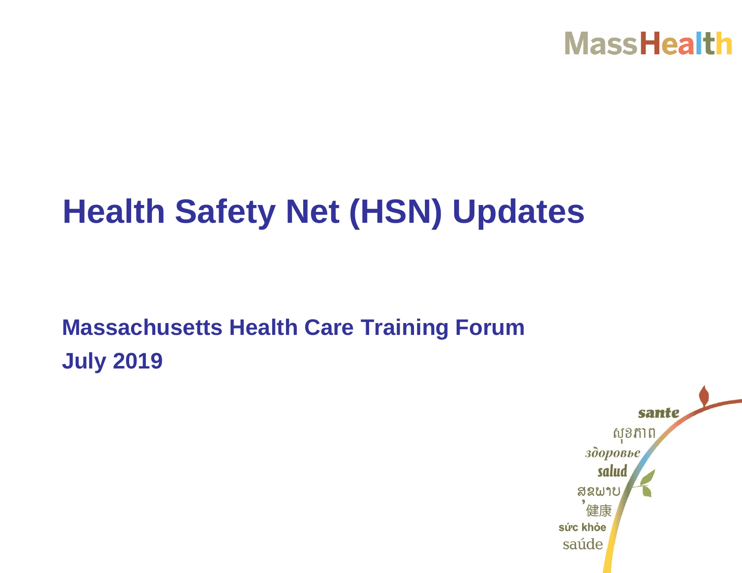MassHealth

# Health Safety Net (HSN) Updates

**Massachusetts Health Care Training Forum**
**July 2019**

sante
សុខភាព
здоровье
salud
ສຂພາບ
健康
sức khỏe
saúde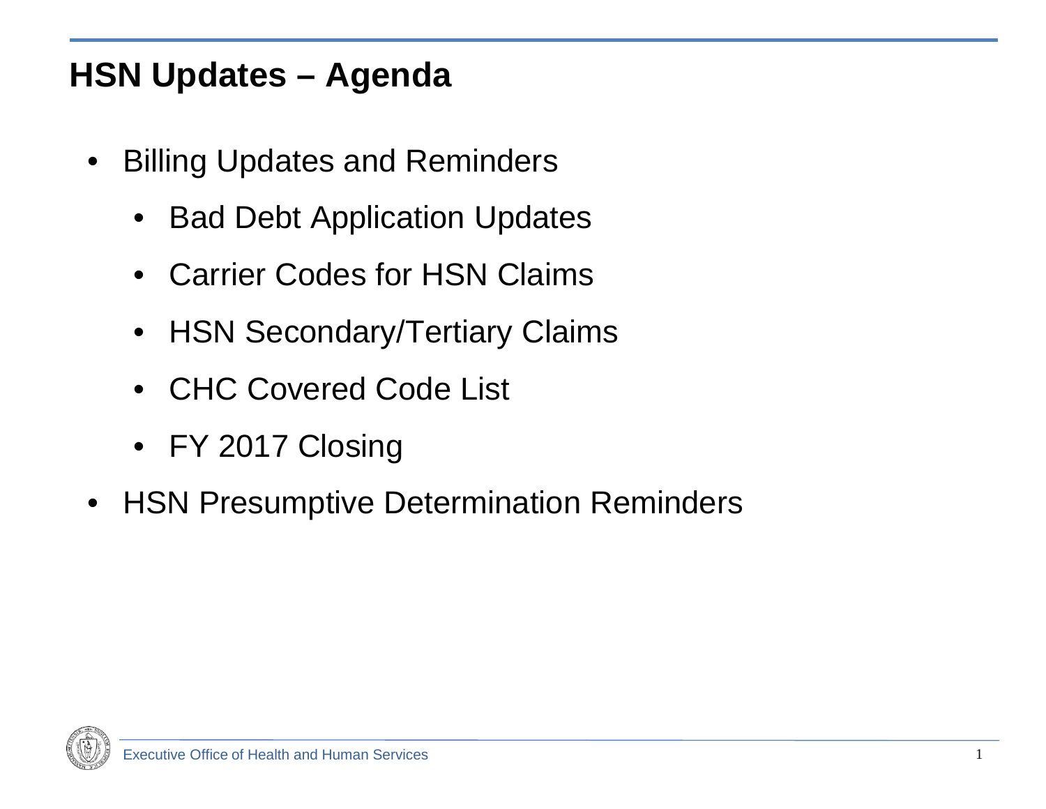# HSN Updates – Agenda

- Billing Updates and Reminders
  - Bad Debt Application Updates
  - Carrier Codes for HSN Claims
  - HSN Secondary/Tertiary Claims
  - CHC Covered Code List
  - FY 2017 Closing
- HSN Presumptive Determination Reminders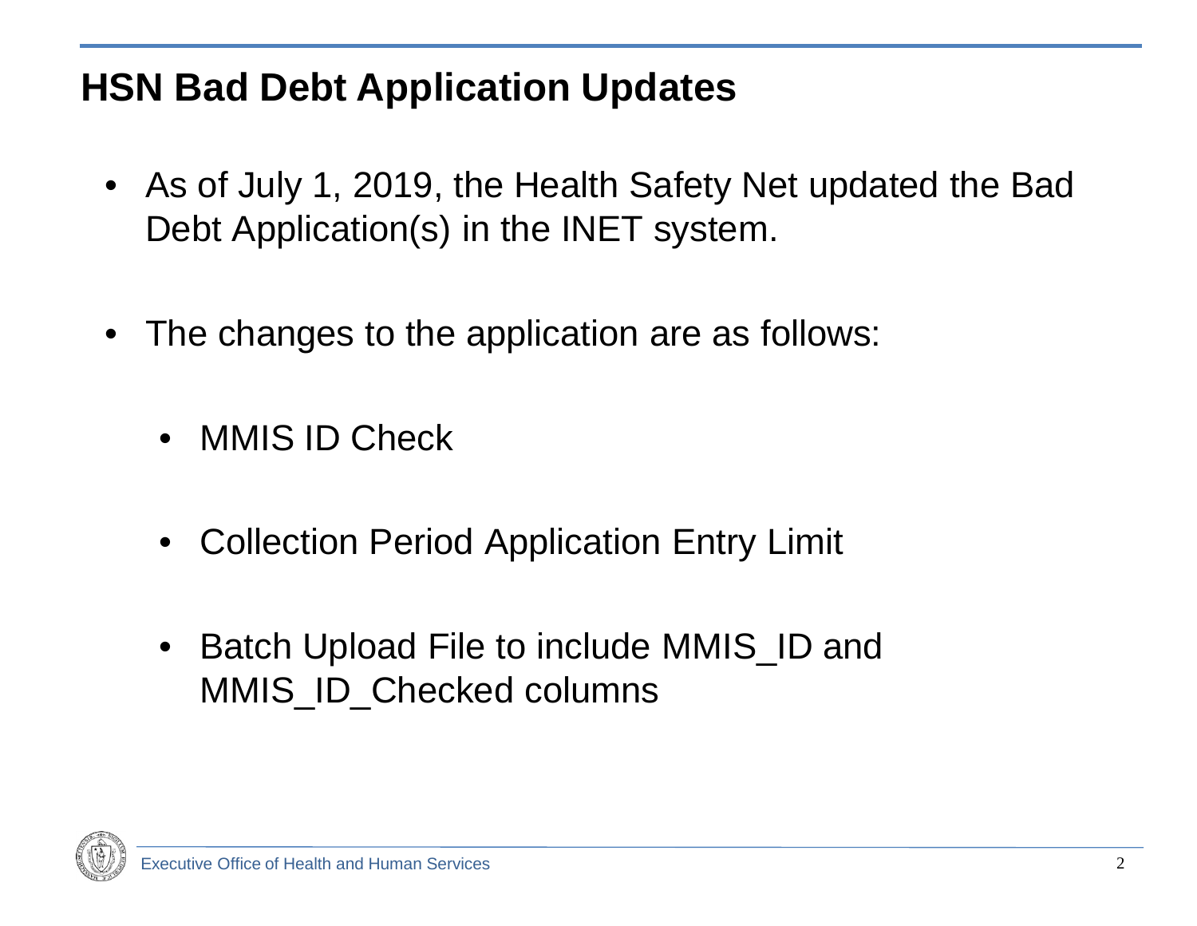## HSN Bad Debt Application Updates

- As of July 1, 2019, the Health Safety Net updated the Bad Debt Application(s) in the INET system.
- The changes to the application are as follows:
  - MMIS ID Check
  - Collection Period Application Entry Limit
  - Batch Upload File to include MMIS_ID and MMIS_ID_Checked columns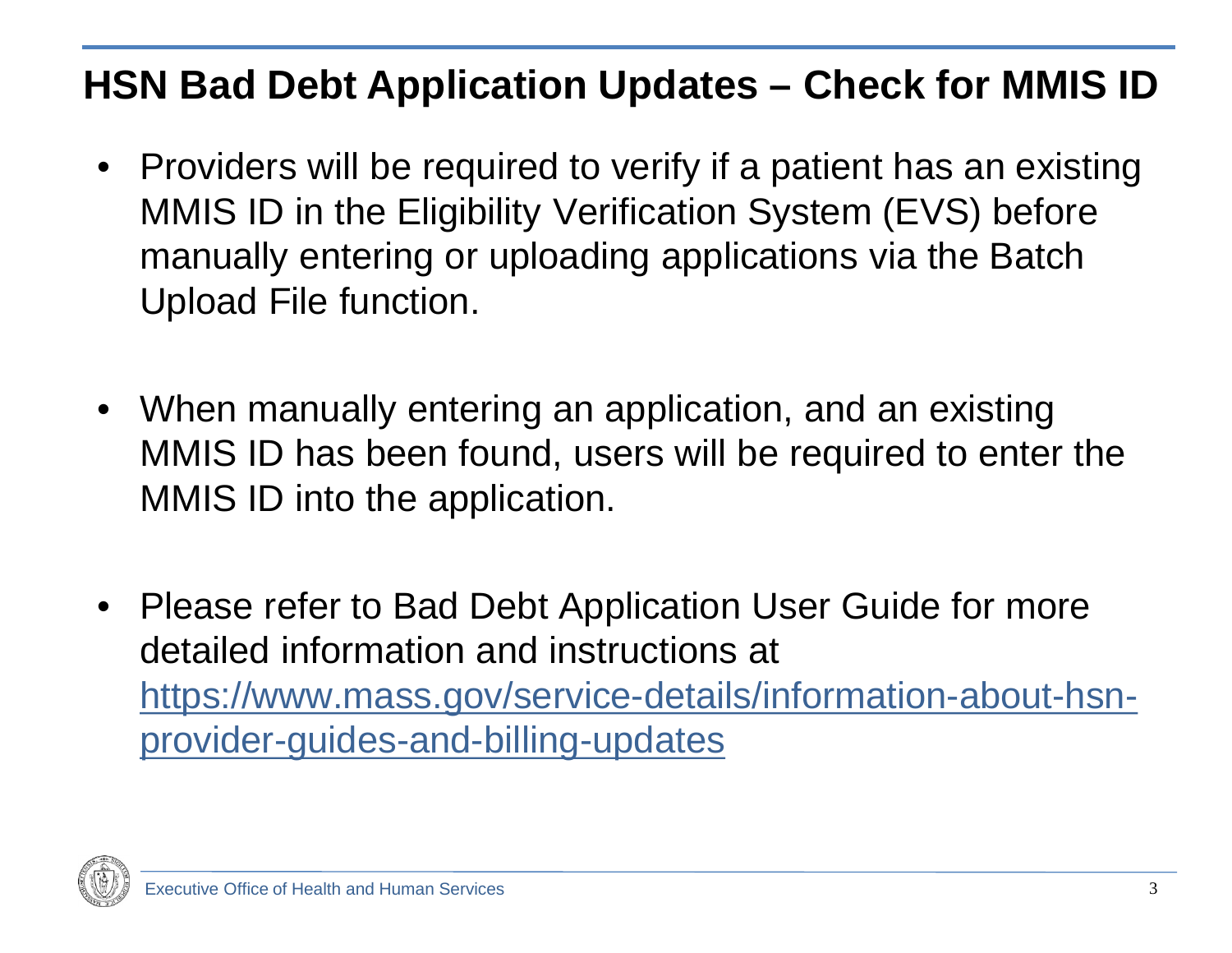# HSN Bad Debt Application Updates – Check for MMIS ID

- Providers will be required to verify if a patient has an existing MMIS ID in the Eligibility Verification System (EVS) before manually entering or uploading applications via the Batch Upload File function.

- When manually entering an application, and an existing MMIS ID has been found, users will be required to enter the MMIS ID into the application.

- Please refer to Bad Debt Application User Guide for more detailed information and instructions at [https://www.mass.gov/service-details/information-about-hsn-provider-guides-and-billing-updates](https://www.mass.gov/service-details/information-about-hsn-provider-guides-and-billing-updates)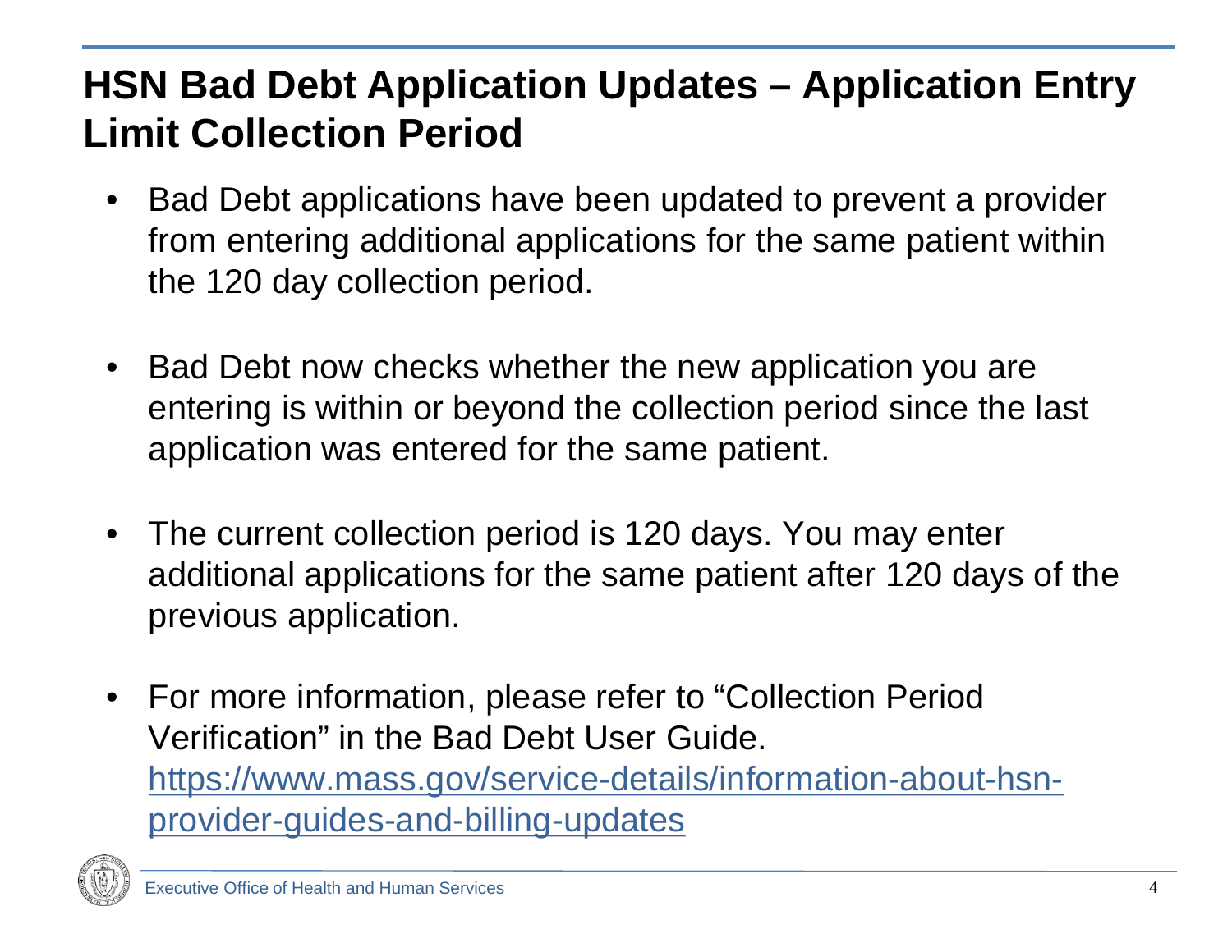# HSN Bad Debt Application Updates – Application Entry Limit Collection Period

- Bad Debt applications have been updated to prevent a provider from entering additional applications for the same patient within the 120 day collection period.
- Bad Debt now checks whether the new application you are entering is within or beyond the collection period since the last application was entered for the same patient.
- The current collection period is 120 days. You may enter additional applications for the same patient after 120 days of the previous application.
- For more information, please refer to "Collection Period Verification" in the Bad Debt User Guide. [https://www.mass.gov/service-details/information-about-hsn-provider-guides-and-billing-updates](https://www.mass.gov/service-details/information-about-hsn-provider-guides-and-billing-updates)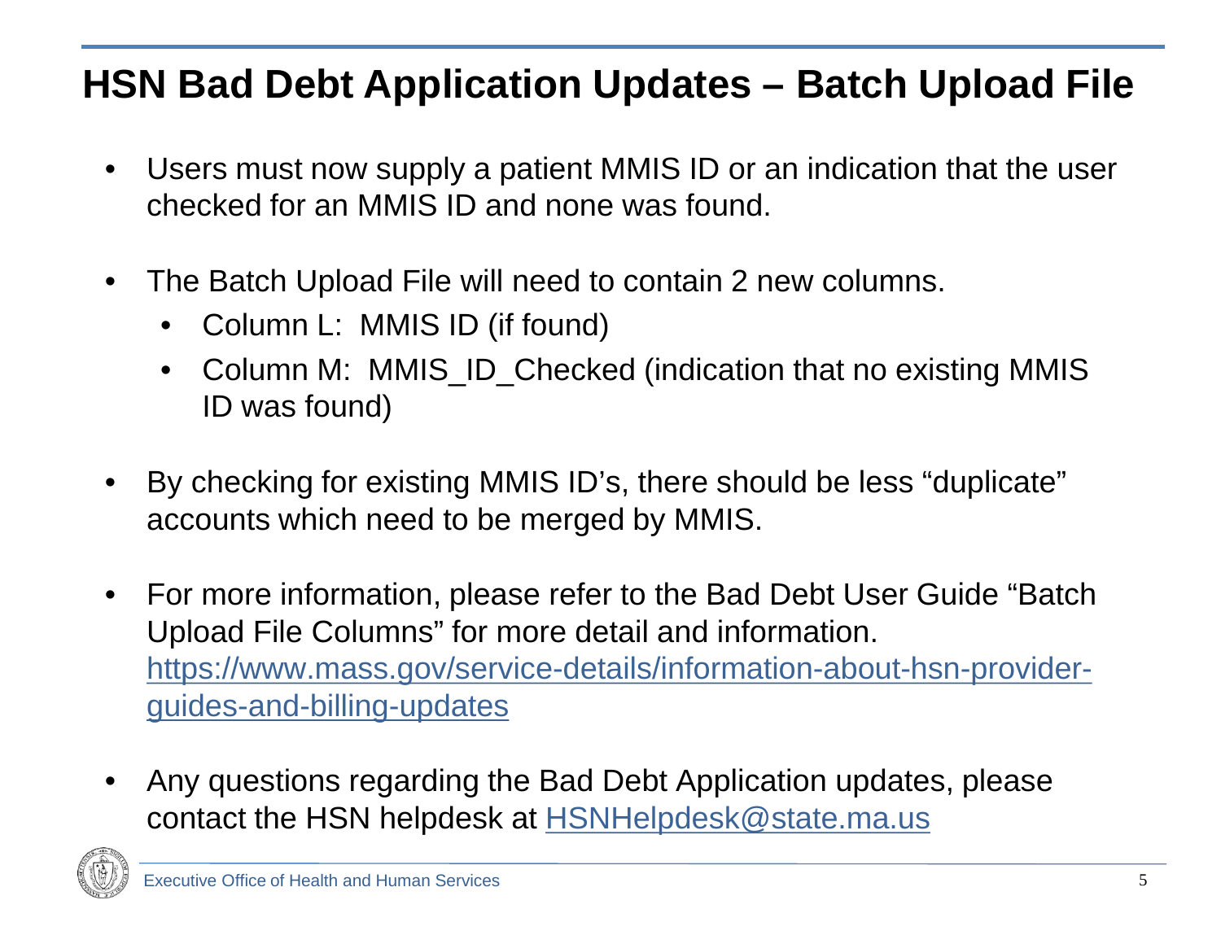# HSN Bad Debt Application Updates – Batch Upload File

- Users must now supply a patient MMIS ID or an indication that the user checked for an MMIS ID and none was found.
- The Batch Upload File will need to contain 2 new columns.
  - Column L: MMIS ID (if found)
  - Column M: MMIS_ID_Checked (indication that no existing MMIS ID was found)
- By checking for existing MMIS ID's, there should be less "duplicate" accounts which need to be merged by MMIS.
- For more information, please refer to the Bad Debt User Guide "Batch Upload File Columns" for more detail and information. [https://www.mass.gov/service-details/information-about-hsn-provider-guides-and-billing-updates](https://www.mass.gov/service-details/information-about-hsn-provider-guides-and-billing-updates)
- Any questions regarding the Bad Debt Application updates, please contact the HSN helpdesk at [HSNHelpdesk@state.ma.us](mailto:HSNHelpdesk@state.ma.us)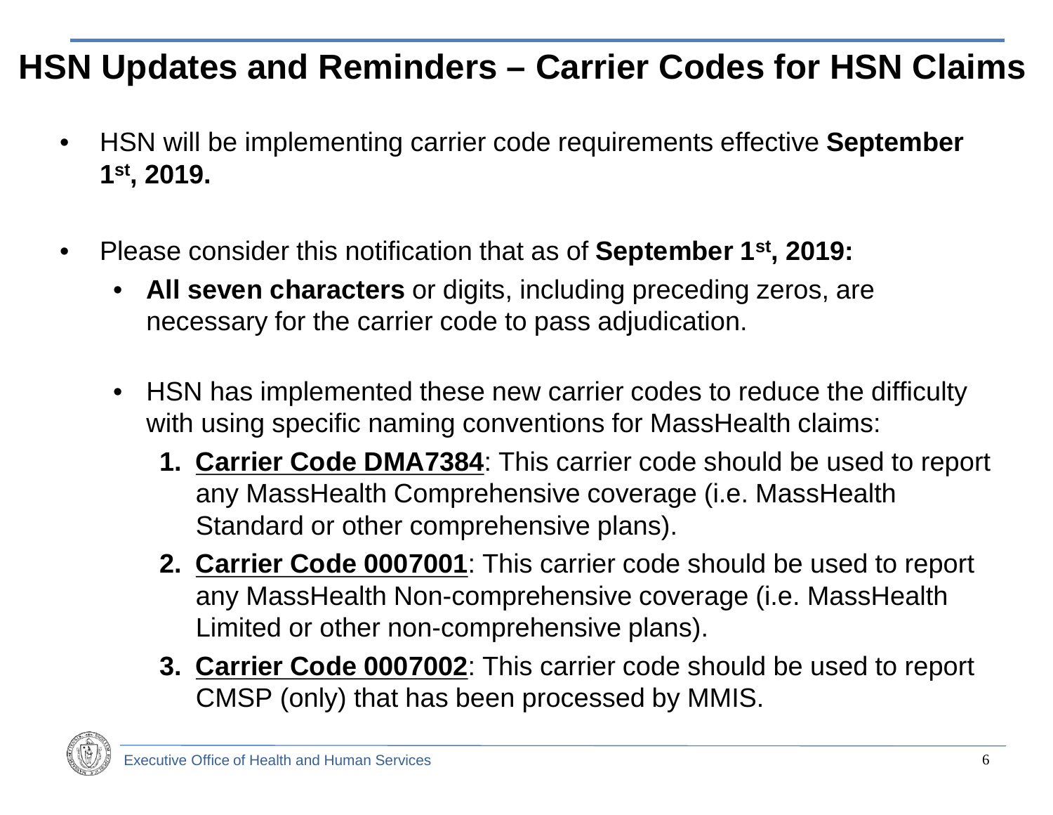# HSN Updates and Reminders – Carrier Codes for HSN Claims

- HSN will be implementing carrier code requirements effective **September 1st, 2019.**

- Please consider this notification that as of **September 1st, 2019:**
  - **All seven characters** or digits, including preceding zeros, are necessary for the carrier code to pass adjudication.

  - HSN has implemented these new carrier codes to reduce the difficulty with using specific naming conventions for MassHealth claims:
    1. **Carrier Code DMA7384**: This carrier code should be used to report any MassHealth Comprehensive coverage (i.e. MassHealth Standard or other comprehensive plans).
    2. **Carrier Code 0007001**: This carrier code should be used to report any MassHealth Non-comprehensive coverage (i.e. MassHealth Limited or other non-comprehensive plans).
    3. **Carrier Code 0007002**: This carrier code should be used to report CMSP (only) that has been processed by MMIS.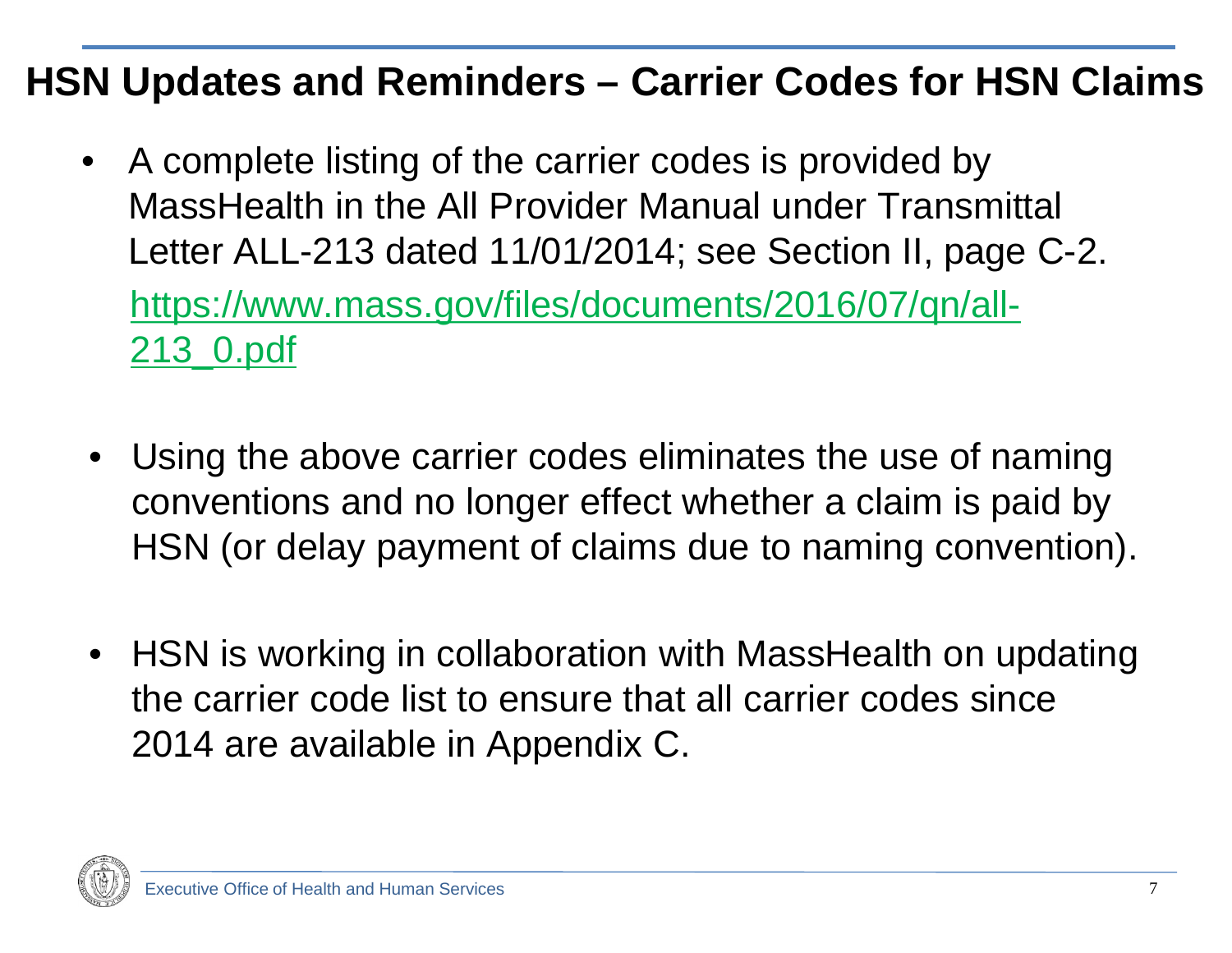## HSN Updates and Reminders – Carrier Codes for HSN Claims

- A complete listing of the carrier codes is provided by MassHealth in the All Provider Manual under Transmittal Letter ALL-213 dated 11/01/2014; see Section II, page C-2. https://www.mass.gov/files/documents/2016/07/qn/all-213_0.pdf

- Using the above carrier codes eliminates the use of naming conventions and no longer effect whether a claim is paid by HSN (or delay payment of claims due to naming convention).

- HSN is working in collaboration with MassHealth on updating the carrier code list to ensure that all carrier codes since 2014 are available in Appendix C.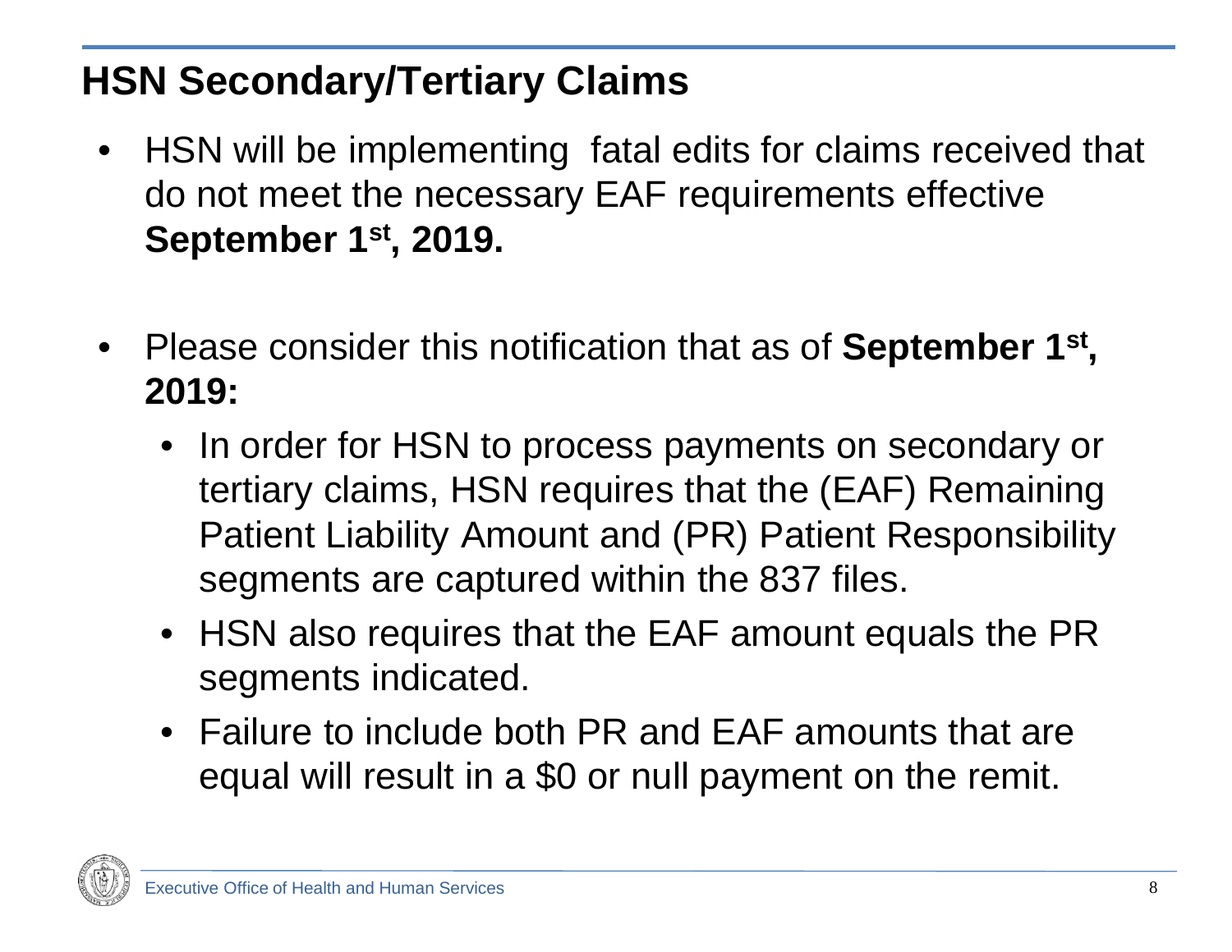## HSN Secondary/Tertiary Claims

- HSN will be implementing fatal edits for claims received that do not meet the necessary EAF requirements effective **September 1st, 2019.**

- Please consider this notification that as of **September 1st, 2019:**
  - In order for HSN to process payments on secondary or tertiary claims, HSN requires that the (EAF) Remaining Patient Liability Amount and (PR) Patient Responsibility segments are captured within the 837 files.
  - HSN also requires that the EAF amount equals the PR segments indicated.
  - Failure to include both PR and EAF amounts that are equal will result in a $0 or null payment on the remit.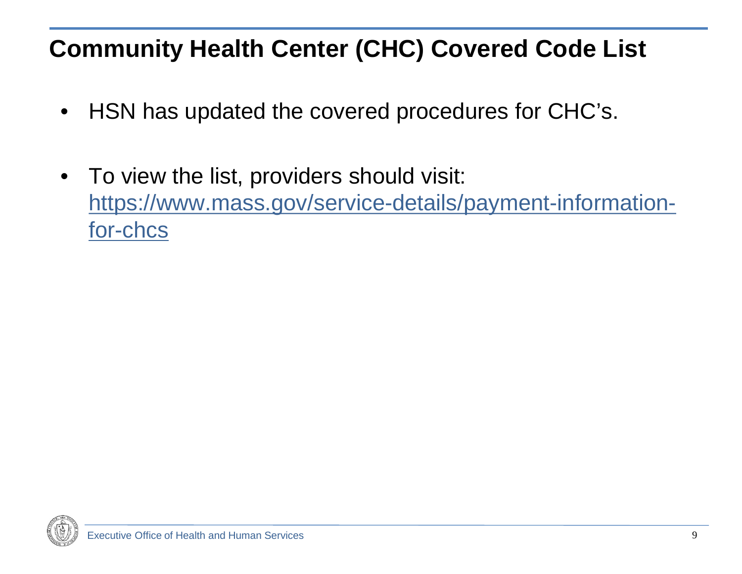# Community Health Center (CHC) Covered Code List

- HSN has updated the covered procedures for CHC's.
- To view the list, providers should visit: [https://www.mass.gov/service-details/payment-information-for-chcs](https://www.mass.gov/service-details/payment-information-for-chcs)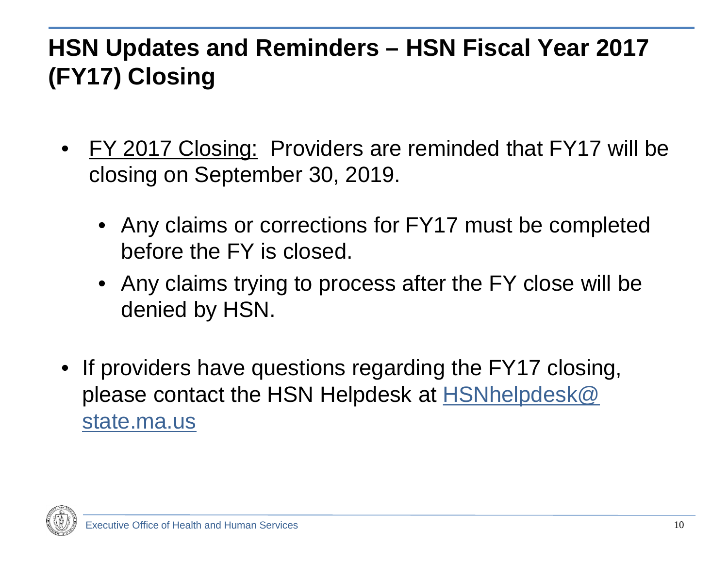# HSN Updates and Reminders – HSN Fiscal Year 2017 (FY17) Closing

- FY 2017 Closing: Providers are reminded that FY17 will be closing on September 30, 2019.
  - Any claims or corrections for FY17 must be completed before the FY is closed.
  - Any claims trying to process after the FY close will be denied by HSN.
- If providers have questions regarding the FY17 closing, please contact the HSN Helpdesk at HSNhelpdesk@state.ma.us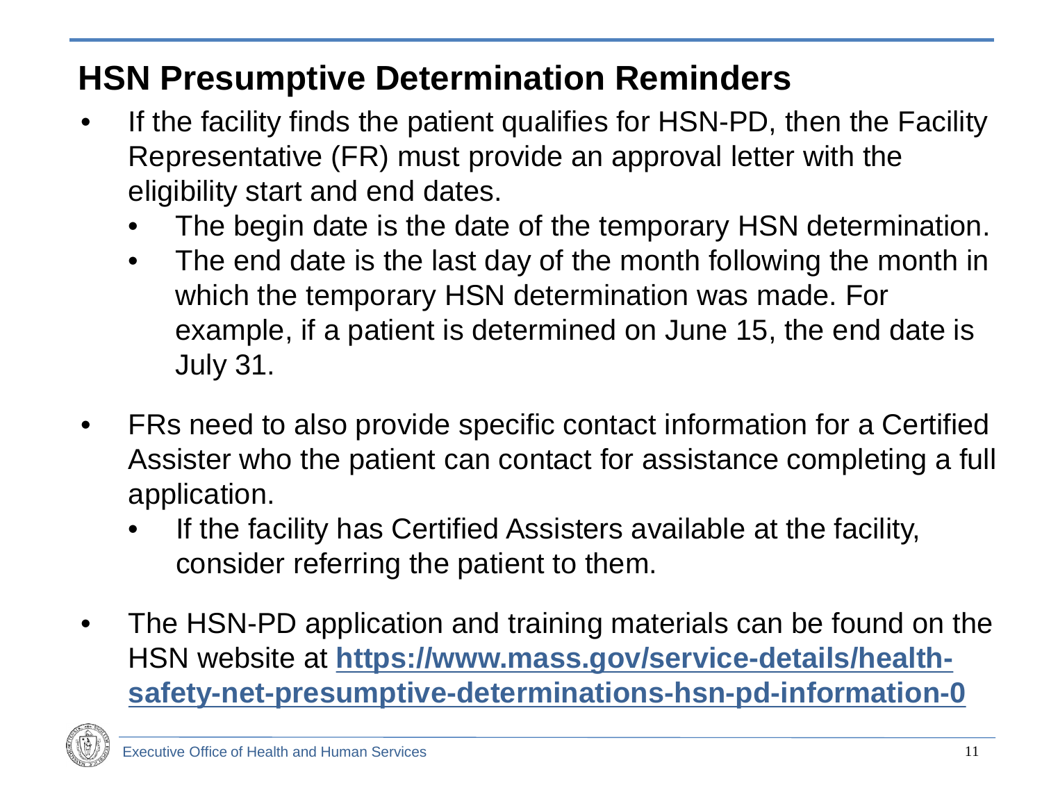## HSN Presumptive Determination Reminders

- If the facility finds the patient qualifies for HSN-PD, then the Facility Representative (FR) must provide an approval letter with the eligibility start and end dates.
  - The begin date is the date of the temporary HSN determination.
  - The end date is the last day of the month following the month in which the temporary HSN determination was made. For example, if a patient is determined on June 15, the end date is July 31.
- FRs need to also provide specific contact information for a Certified Assister who the patient can contact for assistance completing a full application.
  - If the facility has Certified Assisters available at the facility, consider referring the patient to them.
- The HSN-PD application and training materials can be found on the HSN website at **[https://www.mass.gov/service-details/health-safety-net-presumptive-determinations-hsn-pd-information-0](https://www.mass.gov/service-details/health-safety-net-presumptive-determinations-hsn-pd-information-0)**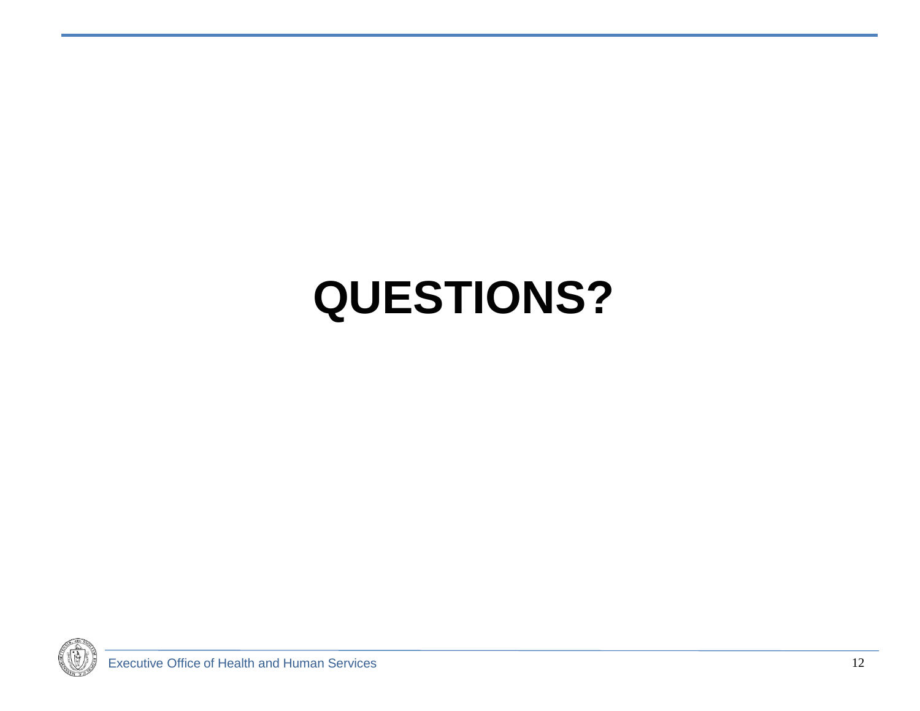# QUESTIONS?